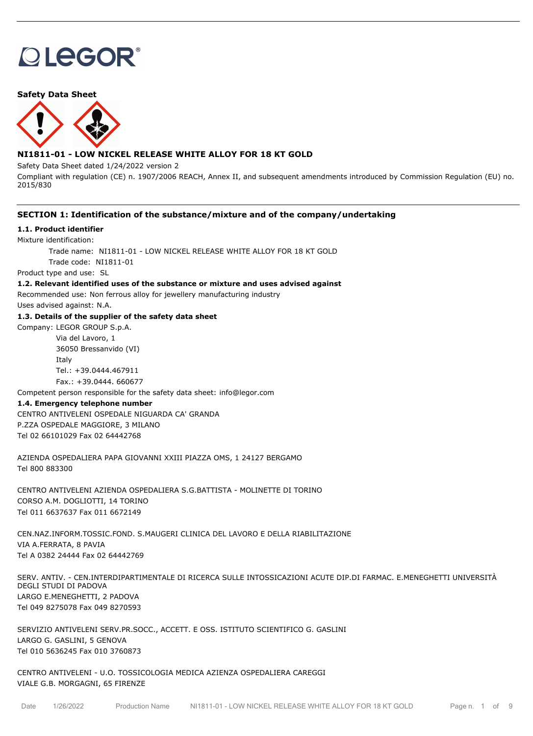LEGOR®

**Safety Data Sheet**

## NI1811-01 - LOW NICKEL RELEASE WHITE ALLOY FOR 18 KT GOLD

Safety Data Sheet dated 1/24/2022 version 2

Compliant with regulation (CE) n. 1907/2006 REACH, Annex II, and subsequent amendments introduced by Commission Regulation (EU) no. 2015/830

## SECTION 1: Identification of the substance/mixture and of the company/undertaking

### 1.1. Product identifier

Mixture identification:

Trade name: NI1811-01 - LOW NICKEL RELEASE WHITE ALLOY FOR 18 KT GOLD

Trade code: NI1811-01

Product type and use: SL

### 1.2. Relevant identified uses of the substance or mixture and uses advised against

Recommended use: Non ferrous alloy for jewellery manufacturing industry

Uses advised against: N.A.

### 1.3. Details of the supplier of the safety data sheet

Company: LEGOR GROUP S.p.A.

Via del Lavoro, 1

36050 Bressanvido (VI)

Italy

Tel.: +39.0444.467911

Fax.: +39.0444. 660677

Competent person responsible for the safety data sheet: info@legor.com

### 1.4. Emergency telephone number

CENTRO ANTIVELENI OSPEDALE NIGUARDA CA' GRANDA
P.ZZA OSPEDALE MAGGIORE, 3 MILANO
Tel 02 66101029 Fax 02 64442768

AZIENDA OSPEDALIERA PAPA GIOVANNI XXIII PIAZZA OMS, 1 24127 BERGAMO
Tel 800 883300

CENTRO ANTIVELENI AZIENDA OSPEDALIERA S.G.BATTISTA - MOLINETTE DI TORINO
CORSO A.M. DOGLIOTTI, 14 TORINO
Tel 011 6637637 Fax 011 6672149

CEN.NAZ.INFORM.TOSSIC.FOND. S.MAUGERI CLINICA DEL LAVORO E DELLA RIABILITAZIONE
VIA A.FERRATA, 8 PAVIA
Tel A 0382 24444 Fax 02 64442769

SERV. ANTIV. - CEN.INTERDIPARTIMENTALE DI RICERCA SULLE INTOSSICAZIONI ACUTE DIP.DI FARMAC. E.MENEGHETTI UNIVERSITÀ DEGLI STUDI DI PADOVA
LARGO E.MENEGHETTI, 2 PADOVA
Tel 049 8275078 Fax 049 8270593

SERVIZIO ANTIVELENI SERV.PR.SOCC., ACCETT. E OSS. ISTITUTO SCIENTIFICO G. GASLINI
LARGO G. GASLINI, 5 GENOVA
Tel 010 5636245 Fax 010 3760873

CENTRO ANTIVELENI - U.O. TOSSICOLOGIA MEDICA AZIENZA OSPEDALIERA CAREGGI
VIALE G.B. MORGAGNI, 65 FIRENZE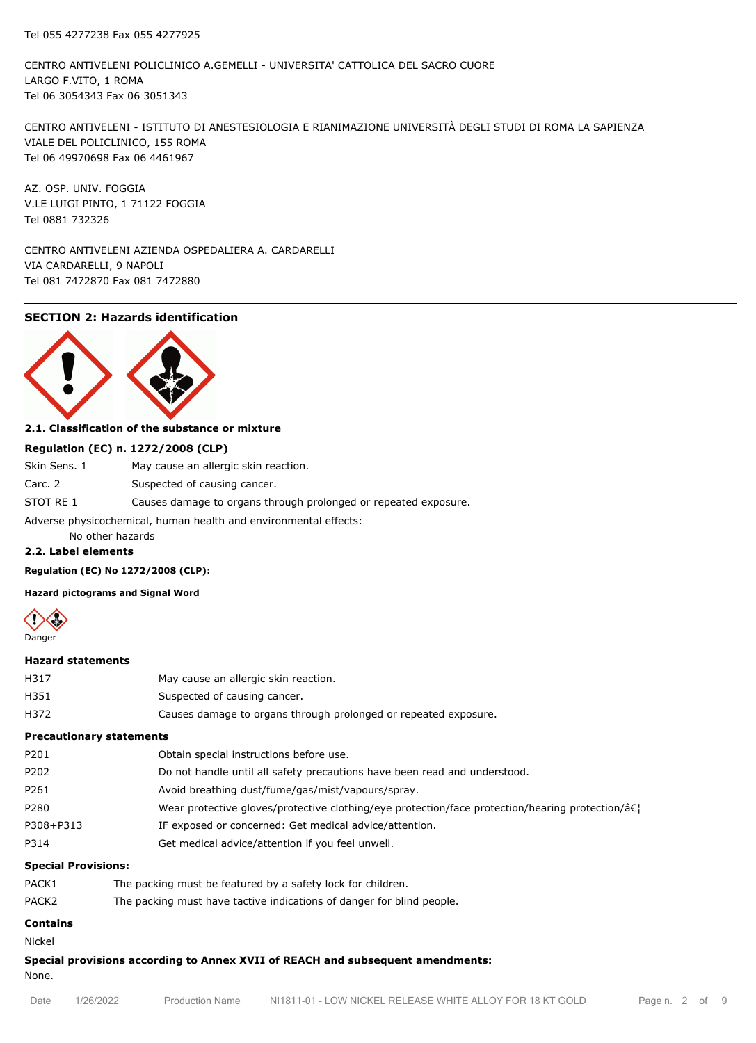Tel 055 4277238 Fax 055 4277925

CENTRO ANTIVELENI POLICLINICO A.GEMELLI - UNIVERSITA' CATTOLICA DEL SACRO CUORE
LARGO F.VITO, 1 ROMA
Tel 06 3054343 Fax 06 3051343

CENTRO ANTIVELENI - ISTITUTO DI ANESTESIOLOGIA E RIANIMAZIONE UNIVERSITÀ DEGLI STUDI DI ROMA LA SAPIENZA
VIALE DEL POLICLINICO, 155 ROMA
Tel 06 49970698 Fax 06 4461967

AZ. OSP. UNIV. FOGGIA
V.LE LUIGI PINTO, 1 71122 FOGGIA
Tel 0881 732326

CENTRO ANTIVELENI AZIENDA OSPEDALIERA A. CARDARELLI
VIA CARDARELLI, 9 NAPOLI
Tel 081 7472870 Fax 081 7472880

## SECTION 2: Hazards identification

### 2.1. Classification of the substance or mixture

**Regulation (EC) n. 1272/2008 (CLP)**

| | |
|---|---|
| Skin Sens. 1 | May cause an allergic skin reaction. |
| Carc. 2 | Suspected of causing cancer. |
| STOT RE 1 | Causes damage to organs through prolonged or repeated exposure. |

Adverse physicochemical, human health and environmental effects:

No other hazards

### 2.2. Label elements

**Regulation (EC) No 1272/2008 (CLP):**

**Hazard pictograms and Signal Word**

Danger

**Hazard statements**

| | |
|---|---|
| H317 | May cause an allergic skin reaction. |
| H351 | Suspected of causing cancer. |
| H372 | Causes damage to organs through prolonged or repeated exposure. |

**Precautionary statements**

| | |
|---|---|
| P201 | Obtain special instructions before use. |
| P202 | Do not handle until all safety precautions have been read and understood. |
| P261 | Avoid breathing dust/fume/gas/mist/vapours/spray. |
| P280 | Wear protective gloves/protective clothing/eye protection/face protection/hearing protection/â€¦ |
| P308+P313 | IF exposed or concerned: Get medical advice/attention. |
| P314 | Get medical advice/attention if you feel unwell. |

**Special Provisions:**

| | |
|---|---|
| PACK1 | The packing must be featured by a safety lock for children. |
| PACK2 | The packing must have tactive indications of danger for blind people. |

**Contains**

Nickel

**Special provisions according to Annex XVII of REACH and subsequent amendments:**

None.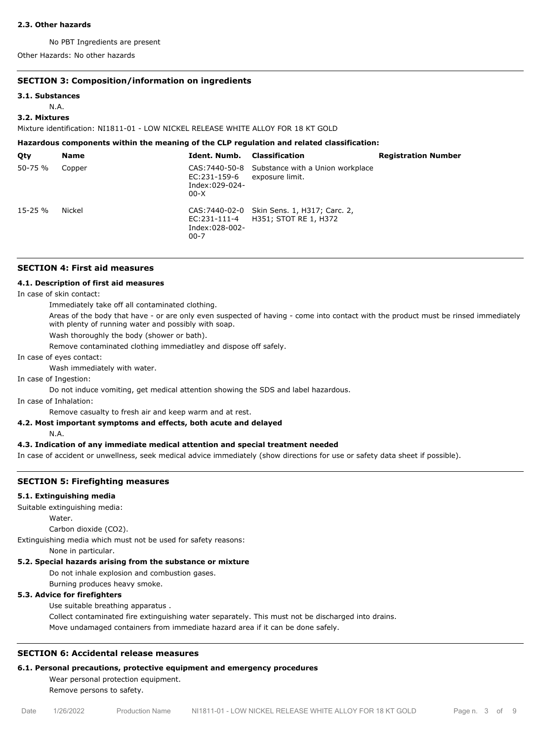#### 2.3. Other hazards

No PBT Ingredients are present

Other Hazards: No other hazards

## SECTION 3: Composition/information on ingredients

#### 3.1. Substances

N.A.

#### 3.2. Mixtures

Mixture identification: NI1811-01 - LOW NICKEL RELEASE WHITE ALLOY FOR 18 KT GOLD

**Hazardous components within the meaning of the CLP regulation and related classification:**

| Qty | Name | Ident. Numb. | Classification | Registration Number |
|---|---|---|---|---|
| 50-75 % | Copper | CAS:7440-50-8 EC:231-159-6 Index:029-024-00-X | Substance with a Union workplace exposure limit. | |
| 15-25 % | Nickel | CAS:7440-02-0 EC:231-111-4 Index:028-002-00-7 | Skin Sens. 1, H317; Carc. 2, H351; STOT RE 1, H372 | |

## SECTION 4: First aid measures

#### 4.1. Description of first aid measures

In case of skin contact:

Immediately take off all contaminated clothing.

Areas of the body that have - or are only even suspected of having - come into contact with the product must be rinsed immediately with plenty of running water and possibly with soap.

Wash thoroughly the body (shower or bath).

Remove contaminated clothing immediatley and dispose off safely.

In case of eyes contact:

Wash immediately with water.

In case of Ingestion:

Do not induce vomiting, get medical attention showing the SDS and label hazardous.

In case of Inhalation:

Remove casualty to fresh air and keep warm and at rest.

#### 4.2. Most important symptoms and effects, both acute and delayed

N.A.

#### 4.3. Indication of any immediate medical attention and special treatment needed

In case of accident or unwellness, seek medical advice immediately (show directions for use or safety data sheet if possible).

## SECTION 5: Firefighting measures

#### 5.1. Extinguishing media

Suitable extinguishing media:

Water.

Carbon dioxide ($CO_2$).

Extinguishing media which must not be used for safety reasons:

None in particular.

#### 5.2. Special hazards arising from the substance or mixture

Do not inhale explosion and combustion gases.

Burning produces heavy smoke.

#### 5.3. Advice for firefighters

Use suitable breathing apparatus .

Collect contaminated fire extinguishing water separately. This must not be discharged into drains.

Move undamaged containers from immediate hazard area if it can be done safely.

## SECTION 6: Accidental release measures

#### 6.1. Personal precautions, protective equipment and emergency procedures

Wear personal protection equipment.

Remove persons to safety.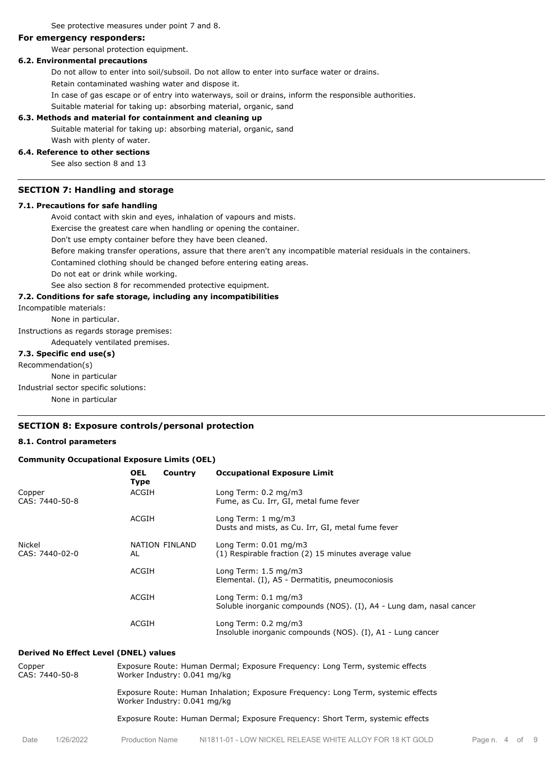See protective measures under point 7 and 8.

**For emergency responders:**

Wear personal protection equipment.

**6.2. Environmental precautions**

Do not allow to enter into soil/subsoil. Do not allow to enter into surface water or drains.

Retain contaminated washing water and dispose it.

In case of gas escape or of entry into waterways, soil or drains, inform the responsible authorities.

Suitable material for taking up: absorbing material, organic, sand

**6.3. Methods and material for containment and cleaning up**

Suitable material for taking up: absorbing material, organic, sand

Wash with plenty of water.

**6.4. Reference to other sections**

See also section 8 and 13

## SECTION 7: Handling and storage

**7.1. Precautions for safe handling**

Avoid contact with skin and eyes, inhalation of vapours and mists.

Exercise the greatest care when handling or opening the container.

Don't use empty container before they have been cleaned.

Before making transfer operations, assure that there aren't any incompatible material residuals in the containers.

Contamined clothing should be changed before entering eating areas.

Do not eat or drink while working.

See also section 8 for recommended protective equipment.

**7.2. Conditions for safe storage, including any incompatibilities**

Incompatible materials:

None in particular.

Instructions as regards storage premises:

Adequately ventilated premises.

**7.3. Specific end use(s)**

Recommendation(s)

None in particular

Industrial sector specific solutions:

None in particular

## SECTION 8: Exposure controls/personal protection

**8.1. Control parameters**

**Community Occupational Exposure Limits (OEL)**

| | OEL Type | Country | Occupational Exposure Limit |
|---|---|---|---|
| Copper<br>CAS: 7440-50-8 | ACGIH | | Long Term: 0.2 mg/m3<br>Fume, as Cu. Irr, GI, metal fume fever |
| | ACGIH | | Long Term: 1 mg/m3<br>Dusts and mists, as Cu. Irr, GI, metal fume fever |
| Nickel<br>CAS: 7440-02-0 | NATIONAL | FINLAND | Long Term: 0.01 mg/m3<br>(1) Respirable fraction (2) 15 minutes average value |
| | ACGIH | | Long Term: 1.5 mg/m3<br>Elemental. (I), A5 - Dermatitis, pneumoconiosis |
| | ACGIH | | Long Term: 0.1 mg/m3<br>Soluble inorganic compounds (NOS). (I), A4 - Lung dam, nasal cancer |
| | ACGIH | | Long Term: 0.2 mg/m3<br>Insoluble inorganic compounds (NOS). (I), A1 - Lung cancer |

**Derived No Effect Level (DNEL) values**

| | |
|---|---|
| Copper<br>CAS: 7440-50-8 | Exposure Route: Human Dermal; Exposure Frequency: Long Term, systemic effects<br>Worker Industry: 0.041 mg/kg |
| | Exposure Route: Human Inhalation; Exposure Frequency: Long Term, systemic effects<br>Worker Industry: 0.041 mg/kg |
| | Exposure Route: Human Dermal; Exposure Frequency: Short Term, systemic effects |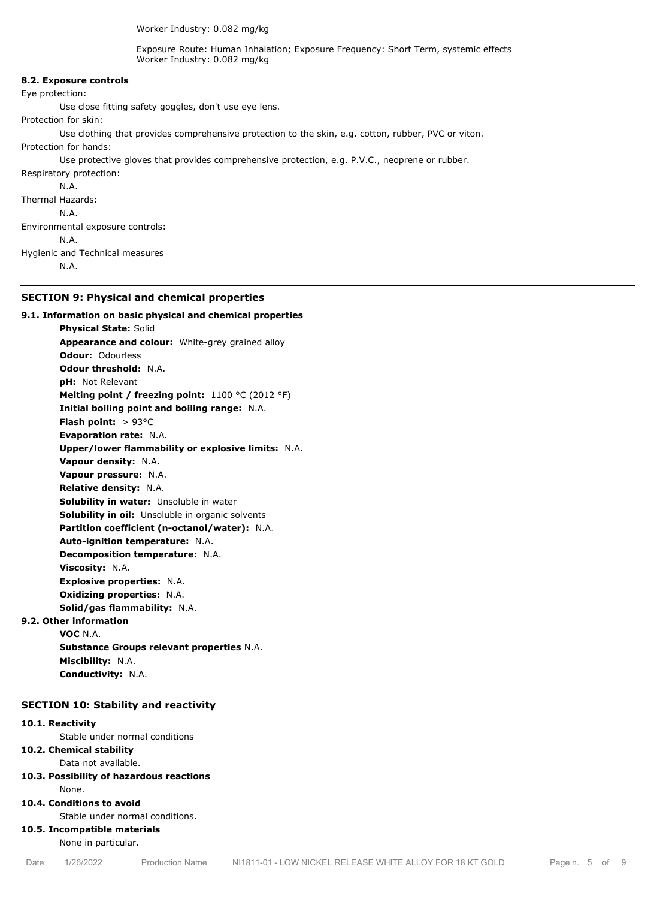Worker Industry: 0.082 mg/kg

Exposure Route: Human Inhalation; Exposure Frequency: Short Term, systemic effects
Worker Industry: 0.082 mg/kg

**8.2. Exposure controls**

Eye protection:

Use close fitting safety goggles, don't use eye lens.

Protection for skin:

Use clothing that provides comprehensive protection to the skin, e.g. cotton, rubber, PVC or viton.

Protection for hands:

Use protective gloves that provides comprehensive protection, e.g. P.V.C., neoprene or rubber.

Respiratory protection:

N.A.

Thermal Hazards:

N.A.

Environmental exposure controls:

N.A.

Hygienic and Technical measures

N.A.

## SECTION 9: Physical and chemical properties

**9.1. Information on basic physical and chemical properties**

**Physical State:** Solid
**Appearance and colour:** White-grey grained alloy
**Odour:** Odourless
**Odour threshold:** N.A.
**pH:** Not Relevant
**Melting point / freezing point:** 1100 °C (2012 °F)
**Initial boiling point and boiling range:** N.A.
**Flash point:** > 93°C
**Evaporation rate:** N.A.
**Upper/lower flammability or explosive limits:** N.A.
**Vapour density:** N.A.
**Vapour pressure:** N.A.
**Relative density:** N.A.
**Solubility in water:** Unsoluble in water
**Solubility in oil:** Unsoluble in organic solvents
**Partition coefficient (n-octanol/water):** N.A.
**Auto-ignition temperature:** N.A.
**Decomposition temperature:** N.A.
**Viscosity:** N.A.
**Explosive properties:** N.A.
**Oxidizing properties:** N.A.
**Solid/gas flammability:** N.A.

**9.2. Other information**

**VOC** N.A.
**Substance Groups relevant properties** N.A.
**Miscibility:** N.A.
**Conductivity:** N.A.

## SECTION 10: Stability and reactivity

**10.1. Reactivity**

Stable under normal conditions

**10.2. Chemical stability**

Data not available.

**10.3. Possibility of hazardous reactions**

None.

**10.4. Conditions to avoid**

Stable under normal conditions.

**10.5. Incompatible materials**

None in particular.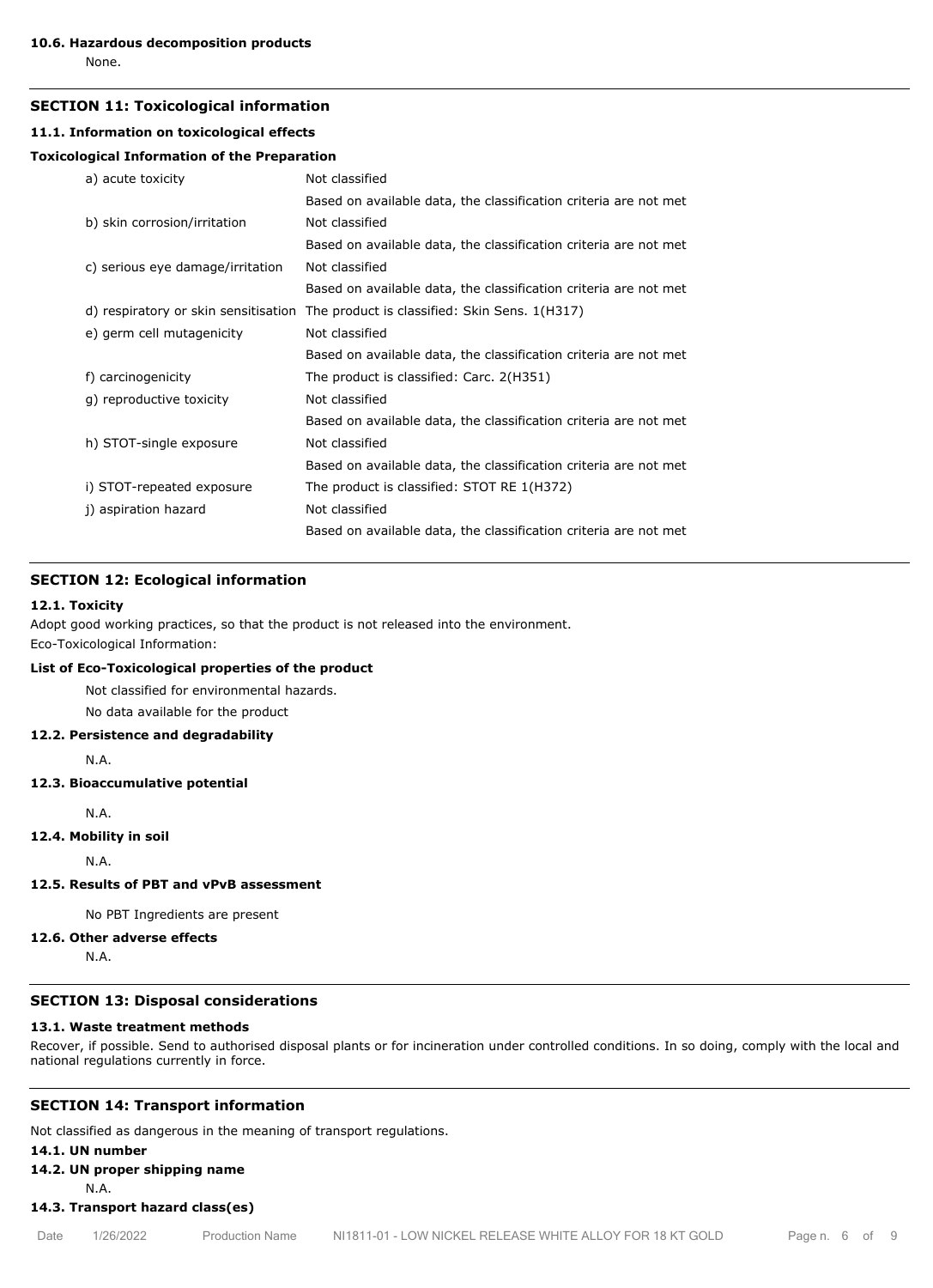#### 10.6. Hazardous decomposition products

None.

## SECTION 11: Toxicological information

### 11.1. Information on toxicological effects

#### Toxicological Information of the Preparation

| | |
|---|---|
| a) acute toxicity | Not classified<br>Based on available data, the classification criteria are not met |
| b) skin corrosion/irritation | Not classified<br>Based on available data, the classification criteria are not met |
| c) serious eye damage/irritation | Not classified<br>Based on available data, the classification criteria are not met |
| d) respiratory or skin sensitisation | The product is classified: Skin Sens. 1(H317) |
| e) germ cell mutagenicity | Not classified<br>Based on available data, the classification criteria are not met |
| f) carcinogenicity | The product is classified: Carc. 2(H351) |
| g) reproductive toxicity | Not classified<br>Based on available data, the classification criteria are not met |
| h) STOT-single exposure | Not classified<br>Based on available data, the classification criteria are not met |
| i) STOT-repeated exposure | The product is classified: STOT RE 1(H372) |
| j) aspiration hazard | Not classified<br>Based on available data, the classification criteria are not met |

## SECTION 12: Ecological information

### 12.1. Toxicity

Adopt good working practices, so that the product is not released into the environment.

Eco-Toxicological Information:

#### List of Eco-Toxicological properties of the product

Not classified for environmental hazards.

No data available for the product

### 12.2. Persistence and degradability

N.A.

### 12.3. Bioaccumulative potential

N.A.

### 12.4. Mobility in soil

N.A.

### 12.5. Results of PBT and vPvB assessment

No PBT Ingredients are present

### 12.6. Other adverse effects

N.A.

## SECTION 13: Disposal considerations

### 13.1. Waste treatment methods

Recover, if possible. Send to authorised disposal plants or for incineration under controlled conditions. In so doing, comply with the local and national regulations currently in force.

## SECTION 14: Transport information

Not classified as dangerous in the meaning of transport regulations.

### 14.1. UN number

### 14.2. UN proper shipping name

N.A.

### 14.3. Transport hazard class(es)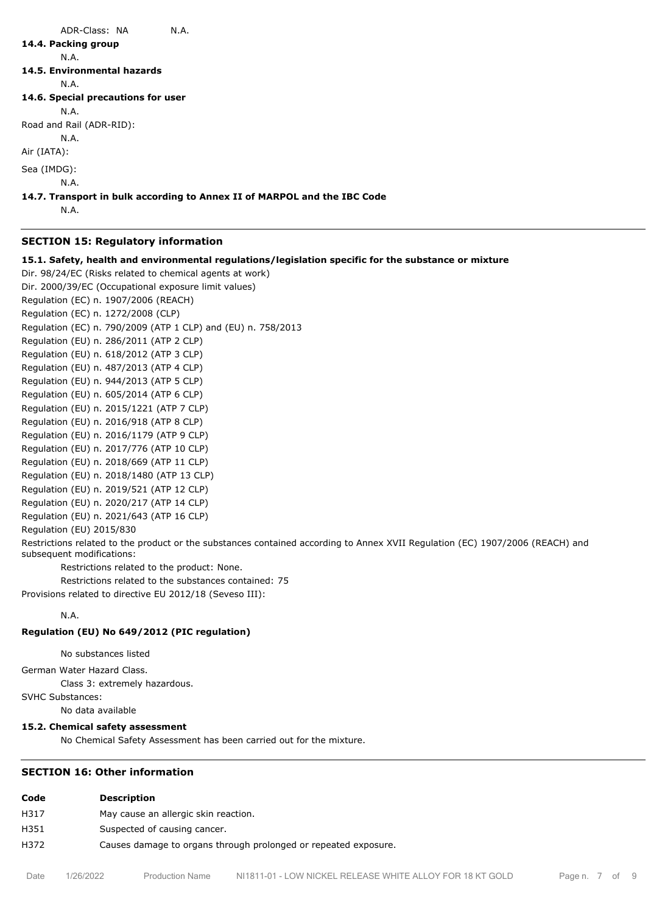ADR-Class: NA N.A.

**14.4. Packing group**

N.A.

**14.5. Environmental hazards**

N.A.

**14.6. Special precautions for user**

N.A.

Road and Rail (ADR-RID):

N.A.

Air (IATA):

Sea (IMDG):

N.A.

**14.7. Transport in bulk according to Annex II of MARPOL and the IBC Code**

N.A.

## SECTION 15: Regulatory information

**15.1. Safety, health and environmental regulations/legislation specific for the substance or mixture**

Dir. 98/24/EC (Risks related to chemical agents at work)
Dir. 2000/39/EC (Occupational exposure limit values)
Regulation (EC) n. 1907/2006 (REACH)
Regulation (EC) n. 1272/2008 (CLP)
Regulation (EC) n. 790/2009 (ATP 1 CLP) and (EU) n. 758/2013
Regulation (EU) n. 286/2011 (ATP 2 CLP)
Regulation (EU) n. 618/2012 (ATP 3 CLP)
Regulation (EU) n. 487/2013 (ATP 4 CLP)
Regulation (EU) n. 944/2013 (ATP 5 CLP)
Regulation (EU) n. 605/2014 (ATP 6 CLP)
Regulation (EU) n. 2015/1221 (ATP 7 CLP)
Regulation (EU) n. 2016/918 (ATP 8 CLP)
Regulation (EU) n. 2016/1179 (ATP 9 CLP)
Regulation (EU) n. 2017/776 (ATP 10 CLP)
Regulation (EU) n. 2018/669 (ATP 11 CLP)
Regulation (EU) n. 2018/1480 (ATP 13 CLP)
Regulation (EU) n. 2019/521 (ATP 12 CLP)
Regulation (EU) n. 2020/217 (ATP 14 CLP)
Regulation (EU) n. 2021/643 (ATP 16 CLP)
Regulation (EU) 2015/830

Restrictions related to the product or the substances contained according to Annex XVII Regulation (EC) 1907/2006 (REACH) and subsequent modifications:

Restrictions related to the product: None.

Restrictions related to the substances contained: 75

Provisions related to directive EU 2012/18 (Seveso III):

N.A.

**Regulation (EU) No 649/2012 (PIC regulation)**

No substances listed

German Water Hazard Class.

Class 3: extremely hazardous.

SVHC Substances:

No data available

**15.2. Chemical safety assessment**

No Chemical Safety Assessment has been carried out for the mixture.

## SECTION 16: Other information

| Code | Description |
|---|---|
| H317 | May cause an allergic skin reaction. |
| H351 | Suspected of causing cancer. |
| H372 | Causes damage to organs through prolonged or repeated exposure. |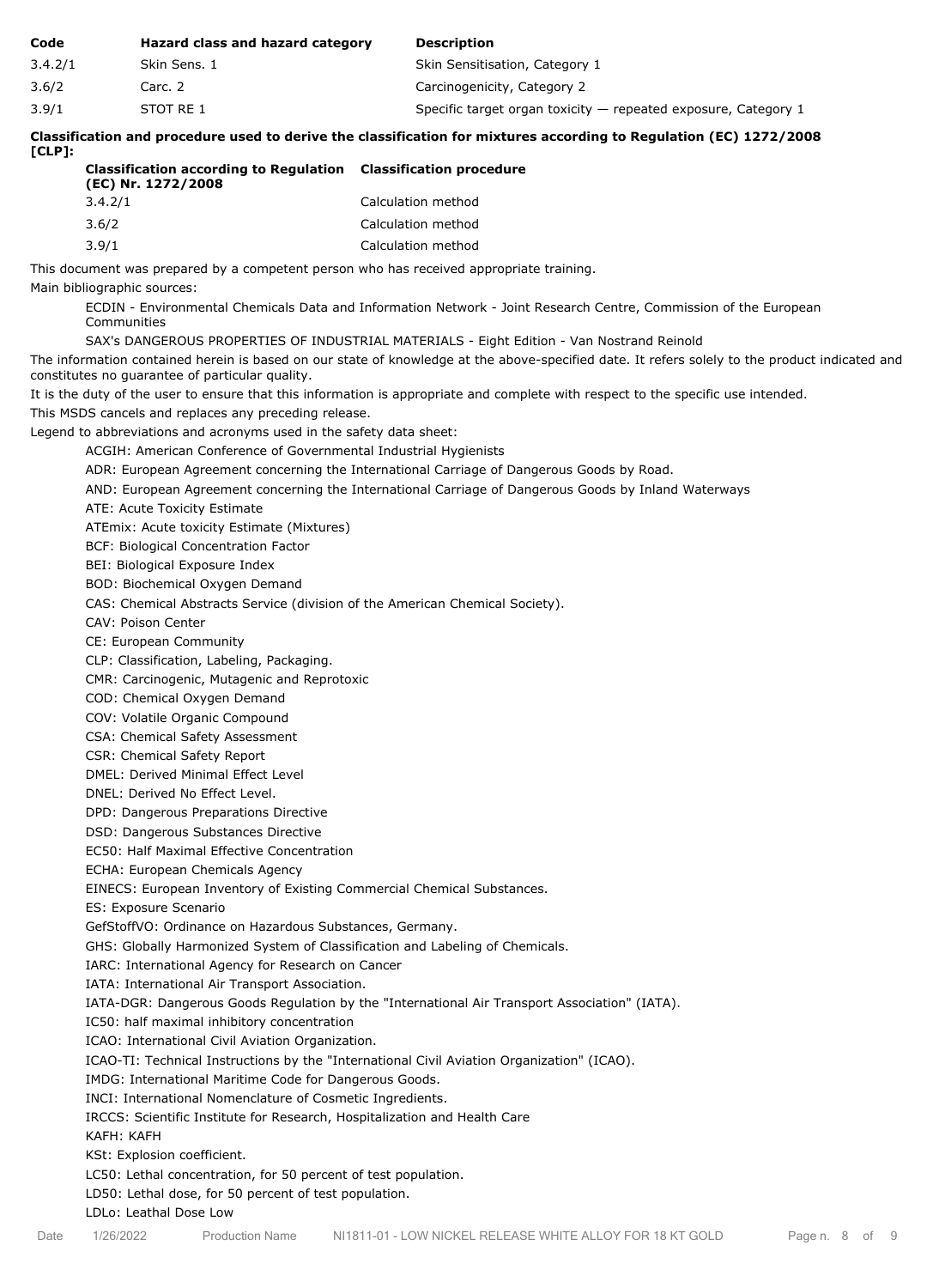| Code | Hazard class and hazard category | Description |
| --- | --- | --- |
| 3.4.2/1 | Skin Sens. 1 | Skin Sensitisation, Category 1 |
| 3.6/2 | Carc. 2 | Carcinogenicity, Category 2 |
| 3.9/1 | STOT RE 1 | Specific target organ toxicity — repeated exposure, Category 1 |

**Classification and procedure used to derive the classification for mixtures according to Regulation (EC) 1272/2008 [CLP]:**

| Classification according to Regulation (EC) Nr. 1272/2008 | Classification procedure |
| --- | --- |
| 3.4.2/1 | Calculation method |
| 3.6/2 | Calculation method |
| 3.9/1 | Calculation method |

This document was prepared by a competent person who has received appropriate training.

Main bibliographic sources:

ECDIN - Environmental Chemicals Data and Information Network - Joint Research Centre, Commission of the European Communities

SAX's DANGEROUS PROPERTIES OF INDUSTRIAL MATERIALS - Eight Edition - Van Nostrand Reinold

The information contained herein is based on our state of knowledge at the above-specified date. It refers solely to the product indicated and constitutes no guarantee of particular quality.

It is the duty of the user to ensure that this information is appropriate and complete with respect to the specific use intended.

This MSDS cancels and replaces any preceding release.

Legend to abbreviations and acronyms used in the safety data sheet:

ACGIH: American Conference of Governmental Industrial Hygienists
ADR: European Agreement concerning the International Carriage of Dangerous Goods by Road.
AND: European Agreement concerning the International Carriage of Dangerous Goods by Inland Waterways
ATE: Acute Toxicity Estimate
ATEmix: Acute toxicity Estimate (Mixtures)
BCF: Biological Concentration Factor
BEI: Biological Exposure Index
BOD: Biochemical Oxygen Demand
CAS: Chemical Abstracts Service (division of the American Chemical Society).
CAV: Poison Center
CE: European Community
CLP: Classification, Labeling, Packaging.
CMR: Carcinogenic, Mutagenic and Reprotoxic
COD: Chemical Oxygen Demand
COV: Volatile Organic Compound
CSA: Chemical Safety Assessment
CSR: Chemical Safety Report
DMEL: Derived Minimal Effect Level
DNEL: Derived No Effect Level.
DPD: Dangerous Preparations Directive
DSD: Dangerous Substances Directive
EC50: Half Maximal Effective Concentration
ECHA: European Chemicals Agency
EINECS: European Inventory of Existing Commercial Chemical Substances.
ES: Exposure Scenario
GefStoffVO: Ordinance on Hazardous Substances, Germany.
GHS: Globally Harmonized System of Classification and Labeling of Chemicals.
IARC: International Agency for Research on Cancer
IATA: International Air Transport Association.
IATA-DGR: Dangerous Goods Regulation by the "International Air Transport Association" (IATA).
IC50: half maximal inhibitory concentration
ICAO: International Civil Aviation Organization.
ICAO-TI: Technical Instructions by the "International Civil Aviation Organization" (ICAO).
IMDG: International Maritime Code for Dangerous Goods.
INCI: International Nomenclature of Cosmetic Ingredients.
IRCCS: Scientific Institute for Research, Hospitalization and Health Care
KAFH: KAFH
KSt: Explosion coefficient.
LC50: Lethal concentration, for 50 percent of test population.
LD50: Lethal dose, for 50 percent of test population.
LDLo: Leathal Dose Low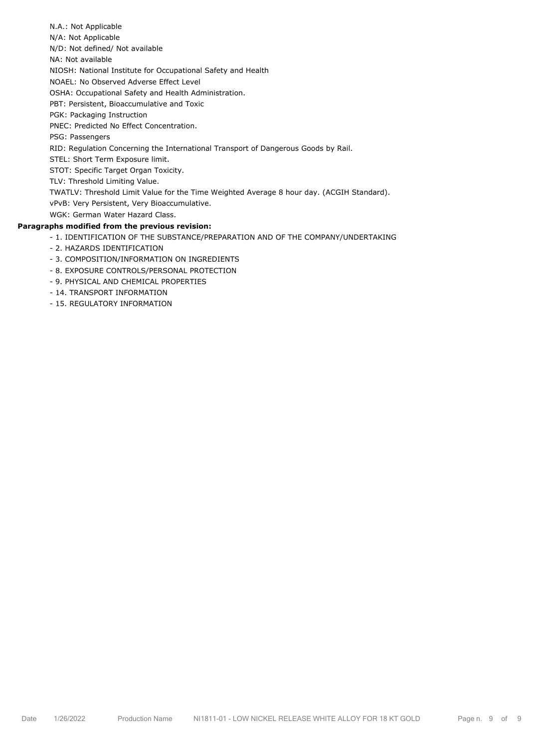N.A.: Not Applicable

N/A: Not Applicable

N/D: Not defined/ Not available

NA: Not available

NIOSH: National Institute for Occupational Safety and Health

NOAEL: No Observed Adverse Effect Level

OSHA: Occupational Safety and Health Administration.

PBT: Persistent, Bioaccumulative and Toxic

PGK: Packaging Instruction

PNEC: Predicted No Effect Concentration.

PSG: Passengers

RID: Regulation Concerning the International Transport of Dangerous Goods by Rail.

STEL: Short Term Exposure limit.

STOT: Specific Target Organ Toxicity.

TLV: Threshold Limiting Value.

TWATLV: Threshold Limit Value for the Time Weighted Average 8 hour day. (ACGIH Standard).

vPvB: Very Persistent, Very Bioaccumulative.

WGK: German Water Hazard Class.

**Paragraphs modified from the previous revision:**

- 1. IDENTIFICATION OF THE SUBSTANCE/PREPARATION AND OF THE COMPANY/UNDERTAKING
- 2. HAZARDS IDENTIFICATION
- 3. COMPOSITION/INFORMATION ON INGREDIENTS
- 8. EXPOSURE CONTROLS/PERSONAL PROTECTION
- 9. PHYSICAL AND CHEMICAL PROPERTIES
- 14. TRANSPORT INFORMATION
- 15. REGULATORY INFORMATION